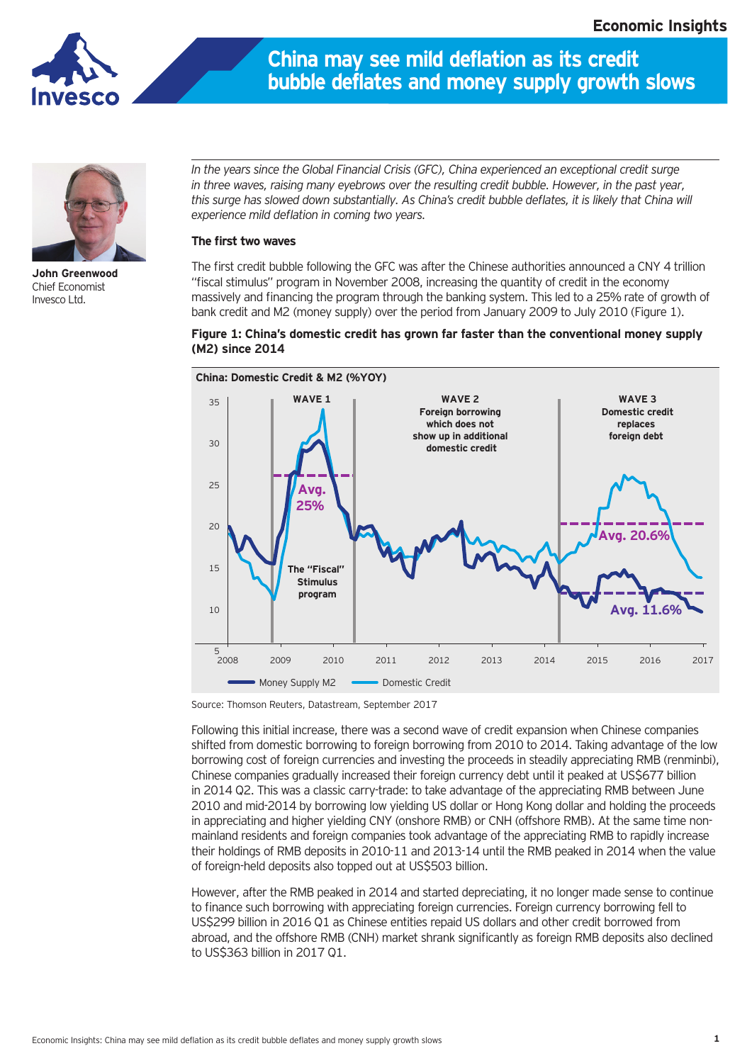# China may see mild deflation as its credit bubble deflates and money supply growth slows

**John Greenwood**
Chief Economist
Invesco Ltd.

*In the years since the Global Financial Crisis (GFC), China experienced an exceptional credit surge in three waves, raising many eyebrows over the resulting credit bubble. However, in the past year, this surge has slowed down substantially. As China's credit bubble deflates, it is likely that China will experience mild deflation in coming two years.*

**The first two waves**

The first credit bubble following the GFC was after the Chinese authorities announced a CNY 4 trillion "fiscal stimulus" program in November 2008, increasing the quantity of credit in the economy massively and financing the program through the banking system. This led to a 25% rate of growth of bank credit and M2 (money supply) over the period from January 2009 to July 2010 (Figure 1).

**Figure 1: China's domestic credit has grown far faster than the conventional money supply (M2) since 2014**

Source: Thomson Reuters, Datastream, September 2017

Following this initial increase, there was a second wave of credit expansion when Chinese companies shifted from domestic borrowing to foreign borrowing from 2010 to 2014. Taking advantage of the low borrowing cost of foreign currencies and investing the proceeds in steadily appreciating RMB (renminbi), Chinese companies gradually increased their foreign currency debt until it peaked at US$677 billion in 2014 Q2. This was a classic carry-trade: to take advantage of the appreciating RMB between June 2010 and mid-2014 by borrowing low yielding US dollar or Hong Kong dollar and holding the proceeds in appreciating and higher yielding CNY (onshore RMB) or CNH (offshore RMB). At the same time non-mainland residents and foreign companies took advantage of the appreciating RMB to rapidly increase their holdings of RMB deposits in 2010-11 and 2013-14 until the RMB peaked in 2014 when the value of foreign-held deposits also topped out at US$503 billion.

However, after the RMB peaked in 2014 and started depreciating, it no longer made sense to continue to finance such borrowing with appreciating foreign currencies. Foreign currency borrowing fell to US$299 billion in 2016 Q1 as Chinese entities repaid US dollars and other credit borrowed from abroad, and the offshore RMB (CNH) market shrank significantly as foreign RMB deposits also declined to US$363 billion in 2017 Q1.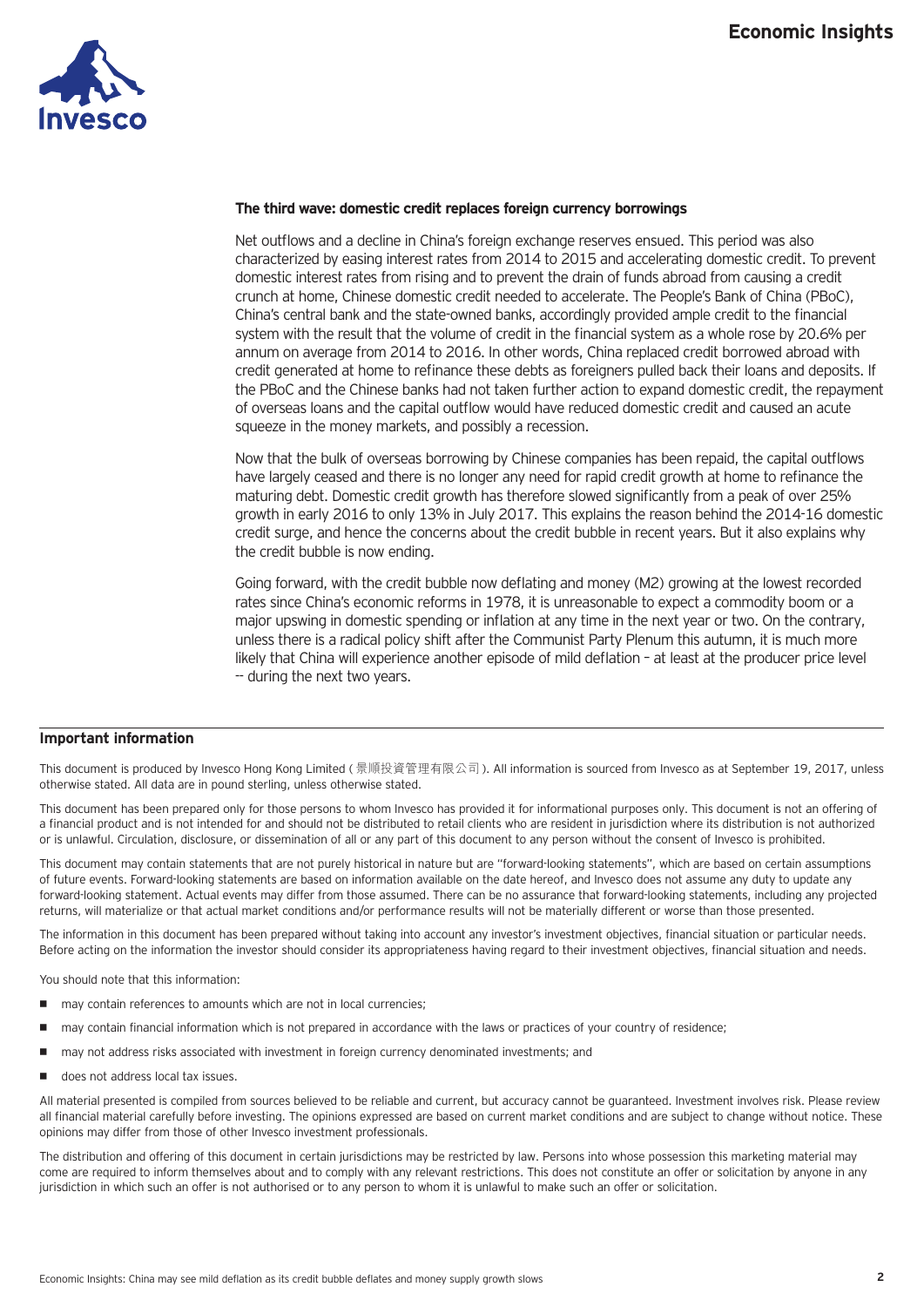### The third wave: domestic credit replaces foreign currency borrowings

Net outflows and a decline in China's foreign exchange reserves ensued. This period was also characterized by easing interest rates from 2014 to 2015 and accelerating domestic credit. To prevent domestic interest rates from rising and to prevent the drain of funds abroad from causing a credit crunch at home, Chinese domestic credit needed to accelerate. The People's Bank of China (PBoC), China's central bank and the state-owned banks, accordingly provided ample credit to the financial system with the result that the volume of credit in the financial system as a whole rose by 20.6% per annum on average from 2014 to 2016. In other words, China replaced credit borrowed abroad with credit generated at home to refinance these debts as foreigners pulled back their loans and deposits. If the PBoC and the Chinese banks had not taken further action to expand domestic credit, the repayment of overseas loans and the capital outflow would have reduced domestic credit and caused an acute squeeze in the money markets, and possibly a recession.

Now that the bulk of overseas borrowing by Chinese companies has been repaid, the capital outflows have largely ceased and there is no longer any need for rapid credit growth at home to refinance the maturing debt. Domestic credit growth has therefore slowed significantly from a peak of over 25% growth in early 2016 to only 13% in July 2017. This explains the reason behind the 2014-16 domestic credit surge, and hence the concerns about the credit bubble in recent years. But it also explains why the credit bubble is now ending.

Going forward, with the credit bubble now deflating and money (M2) growing at the lowest recorded rates since China's economic reforms in 1978, it is unreasonable to expect a commodity boom or a major upswing in domestic spending or inflation at any time in the next year or two. On the contrary, unless there is a radical policy shift after the Communist Party Plenum this autumn, it is much more likely that China will experience another episode of mild deflation – at least at the producer price level -- during the next two years.

## Important information

This document is produced by Invesco Hong Kong Limited (景順投資管理有限公司). All information is sourced from Invesco as at September 19, 2017, unless otherwise stated. All data are in pound sterling, unless otherwise stated.

This document has been prepared only for those persons to whom Invesco has provided it for informational purposes only. This document is not an offering of a financial product and is not intended for and should not be distributed to retail clients who are resident in jurisdiction where its distribution is not authorized or is unlawful. Circulation, disclosure, or dissemination of all or any part of this document to any person without the consent of Invesco is prohibited.

This document may contain statements that are not purely historical in nature but are "forward-looking statements", which are based on certain assumptions of future events. Forward-looking statements are based on information available on the date hereof, and Invesco does not assume any duty to update any forward-looking statement. Actual events may differ from those assumed. There can be no assurance that forward-looking statements, including any projected returns, will materialize or that actual market conditions and/or performance results will not be materially different or worse than those presented.

The information in this document has been prepared without taking into account any investor's investment objectives, financial situation or particular needs. Before acting on the information the investor should consider its appropriateness having regard to their investment objectives, financial situation and needs.

You should note that this information:

- may contain references to amounts which are not in local currencies;
- may contain financial information which is not prepared in accordance with the laws or practices of your country of residence;
- may not address risks associated with investment in foreign currency denominated investments; and
- does not address local tax issues.

All material presented is compiled from sources believed to be reliable and current, but accuracy cannot be guaranteed. Investment involves risk. Please review all financial material carefully before investing. The opinions expressed are based on current market conditions and are subject to change without notice. These opinions may differ from those of other Invesco investment professionals.

The distribution and offering of this document in certain jurisdictions may be restricted by law. Persons into whose possession this marketing material may come are required to inform themselves about and to comply with any relevant restrictions. This does not constitute an offer or solicitation by anyone in any jurisdiction in which such an offer is not authorised or to any person to whom it is unlawful to make such an offer or solicitation.